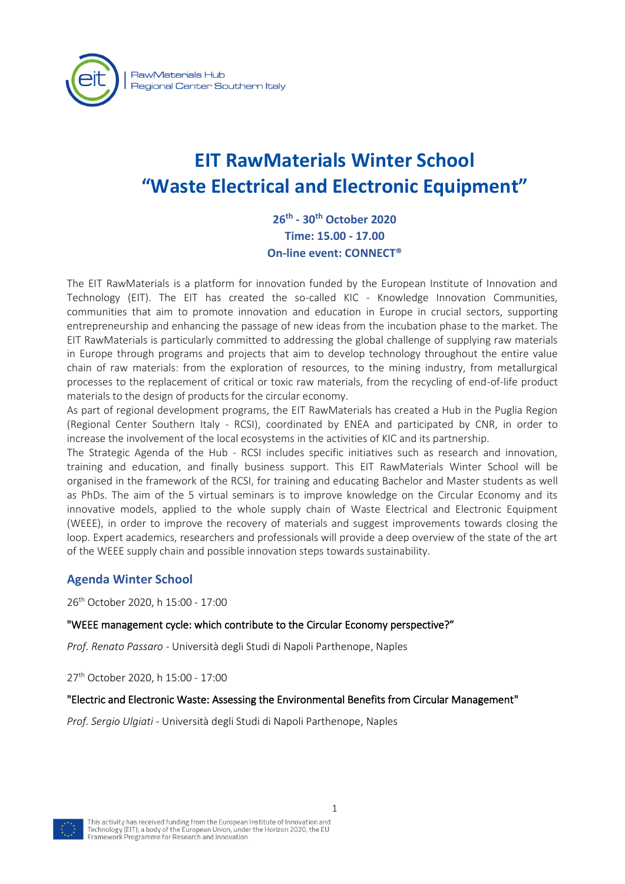RawMaterials Hub
Regional Center Southern Italy

# EIT RawMaterials Winter School "Waste Electrical and Electronic Equipment"

**26th - 30th October 2020**
**Time: 15.00 - 17.00**
**On-line event: CONNECT®**

The EIT RawMaterials is a platform for innovation funded by the European Institute of Innovation and Technology (EIT). The EIT has created the so-called KIC - Knowledge Innovation Communities, communities that aim to promote innovation and education in Europe in crucial sectors, supporting entrepreneurship and enhancing the passage of new ideas from the incubation phase to the market. The EIT RawMaterials is particularly committed to addressing the global challenge of supplying raw materials in Europe through programs and projects that aim to develop technology throughout the entire value chain of raw materials: from the exploration of resources, to the mining industry, from metallurgical processes to the replacement of critical or toxic raw materials, from the recycling of end-of-life product materials to the design of products for the circular economy.
As part of regional development programs, the EIT RawMaterials has created a Hub in the Puglia Region (Regional Center Southern Italy - RCSI), coordinated by ENEA and participated by CNR, in order to increase the involvement of the local ecosystems in the activities of KIC and its partnership.
The Strategic Agenda of the Hub - RCSI includes specific initiatives such as research and innovation, training and education, and finally business support. This EIT RawMaterials Winter School will be organised in the framework of the RCSI, for training and educating Bachelor and Master students as well as PhDs. The aim of the 5 virtual seminars is to improve knowledge on the Circular Economy and its innovative models, applied to the whole supply chain of Waste Electrical and Electronic Equipment (WEEE), in order to improve the recovery of materials and suggest improvements towards closing the loop. Expert academics, researchers and professionals will provide a deep overview of the state of the art of the WEEE supply chain and possible innovation steps towards sustainability.

## Agenda Winter School

26th October 2020, h 15:00 - 17:00

"WEEE management cycle: which contribute to the Circular Economy perspective?"

*Prof. Renato Passaro* - Università degli Studi di Napoli Parthenope, Naples

27th October 2020, h 15:00 - 17:00

"Electric and Electronic Waste: Assessing the Environmental Benefits from Circular Management"

*Prof. Sergio Ulgiati* - Università degli Studi di Napoli Parthenope, Naples

This activity has received funding from the European Institute of Innovation and Technology (EIT), a body of the European Union, under the Horizon 2020, the EU Framework Programme for Research and Innovation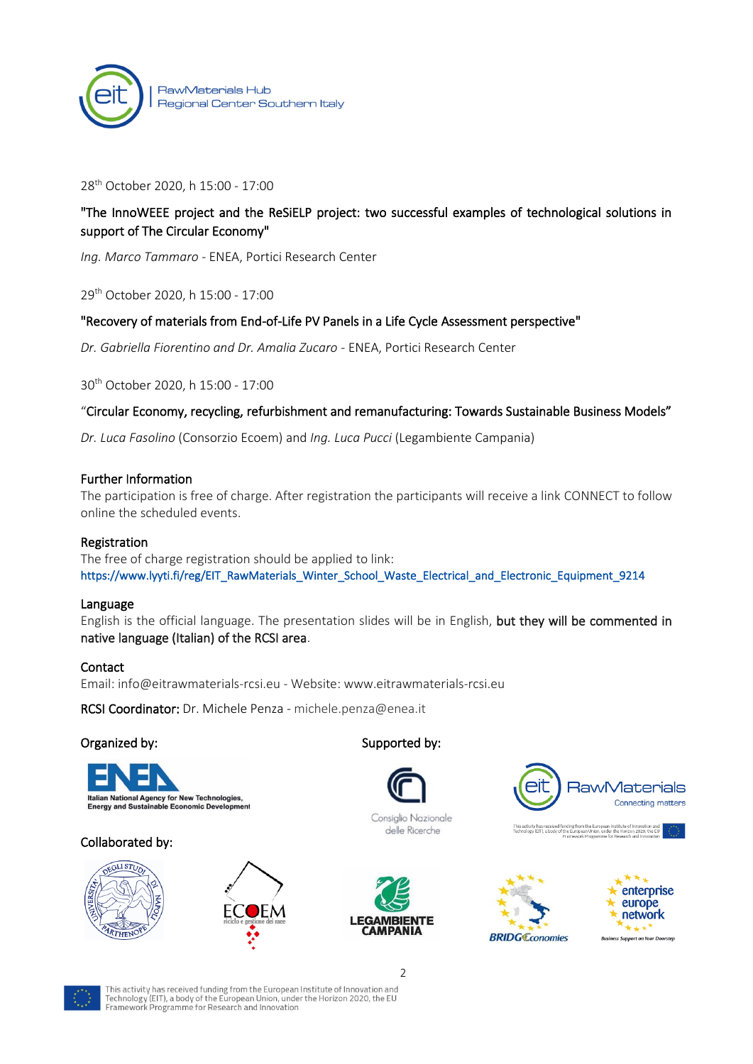28th October 2020, h 15:00 - 17:00

"The InnoWEEE project and the ReSiELP project: two successful examples of technological solutions in support of The Circular Economy"

*Ing. Marco Tammaro* - ENEA, Portici Research Center

29th October 2020, h 15:00 - 17:00

"Recovery of materials from End-of-Life PV Panels in a Life Cycle Assessment perspective"

*Dr. Gabriella Fiorentino and Dr. Amalia Zucaro* - ENEA, Portici Research Center

30th October 2020, h 15:00 - 17:00

"Circular Economy, recycling, refurbishment and remanufacturing: Towards Sustainable Business Models"

*Dr. Luca Fasolino* (Consorzio Ecoem) and *Ing. Luca Pucci* (Legambiente Campania)

**Further Information**

The participation is free of charge. After registration the participants will receive a link CONNECT to follow online the scheduled events.

**Registration**

The free of charge registration should be applied to link:
https://www.lyyti.fi/reg/EIT_RawMaterials_Winter_School_Waste_Electrical_and_Electronic_Equipment_9214

**Language**

English is the official language. The presentation slides will be in English, **but they will be commented in native language (Italian) of the RCSI area**.

**Contact**

Email: info@eitrawmaterials-rcsi.eu - Website: www.eitrawmaterials-rcsi.eu

**RCSI Coordinator:** Dr. Michele Penza - michele.penza@enea.it

**Organized by:**

ENEA – Italian National Agency for New Technologies, Energy and Sustainable Economic Development

**Supported by:**

Consiglio Nazionale delle Ricerche

EIT RawMaterials – Connecting matters

**Collaborated by:**

Università degli Studi di Napoli Parthenope – ECOEM – Legambiente Campania – BRIDGEconomies – enterprise europe network

This activity has received funding from the European Institute of Innovation and Technology (EIT), a body of the European Union, under the Horizon 2020, the EU Framework Programme for Research and Innovation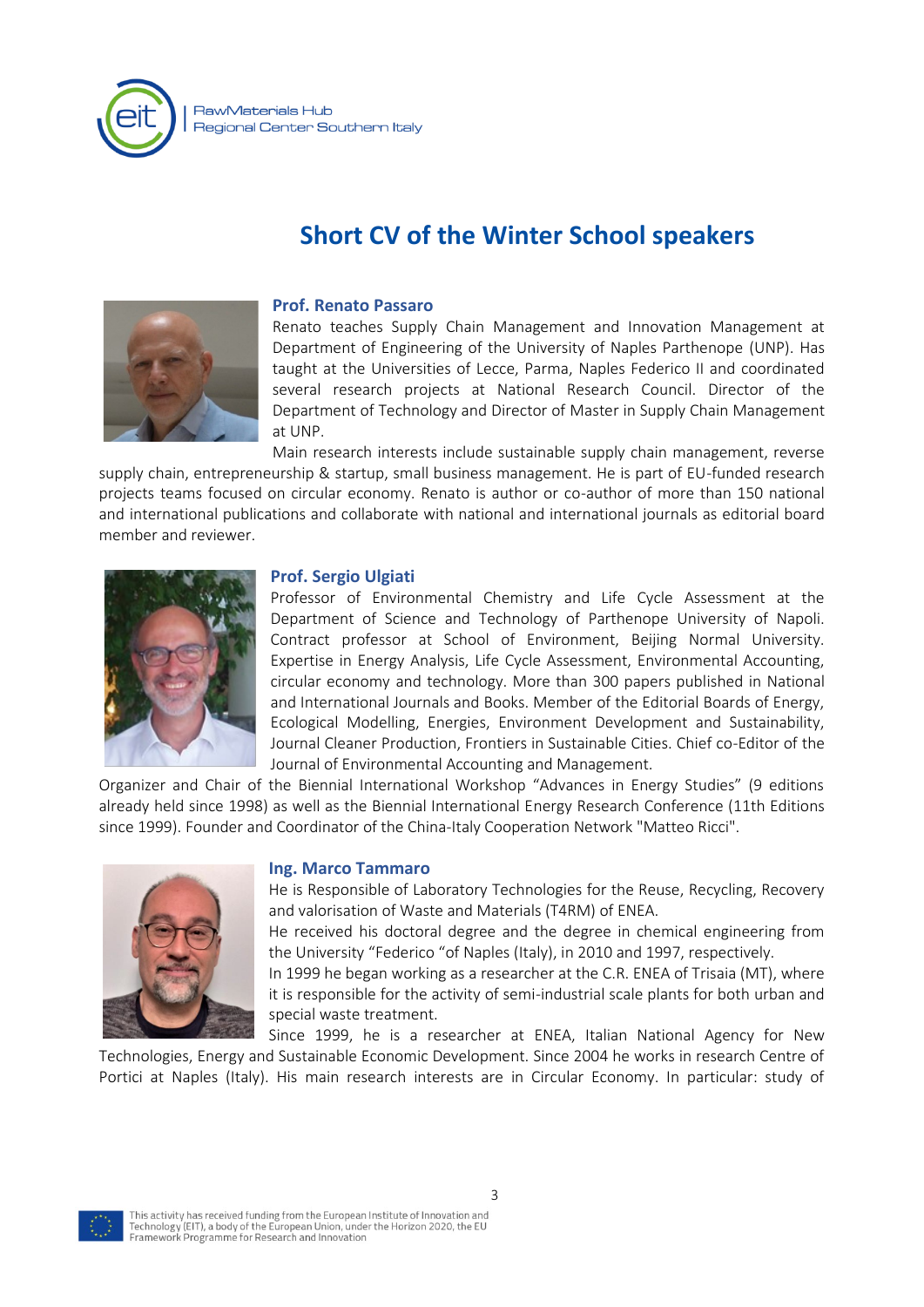## Short CV of the Winter School speakers

### Prof. Renato Passaro

Renato teaches Supply Chain Management and Innovation Management at Department of Engineering of the University of Naples Parthenope (UNP). Has taught at the Universities of Lecce, Parma, Naples Federico II and coordinated several research projects at National Research Council. Director of the Department of Technology and Director of Master in Supply Chain Management at UNP.

Main research interests include sustainable supply chain management, reverse supply chain, entrepreneurship & startup, small business management. He is part of EU-funded research projects teams focused on circular economy. Renato is author or co-author of more than 150 national and international publications and collaborate with national and international journals as editorial board member and reviewer.

### Prof. Sergio Ulgiati

Professor of Environmental Chemistry and Life Cycle Assessment at the Department of Science and Technology of Parthenope University of Napoli. Contract professor at School of Environment, Beijing Normal University. Expertise in Energy Analysis, Life Cycle Assessment, Environmental Accounting, circular economy and technology. More than 300 papers published in National and International Journals and Books. Member of the Editorial Boards of Energy, Ecological Modelling, Energies, Environment Development and Sustainability, Journal Cleaner Production, Frontiers in Sustainable Cities. Chief co-Editor of the Journal of Environmental Accounting and Management.

Organizer and Chair of the Biennial International Workshop "Advances in Energy Studies" (9 editions already held since 1998) as well as the Biennial International Energy Research Conference (11th Editions since 1999). Founder and Coordinator of the China-Italy Cooperation Network "Matteo Ricci".

### Ing. Marco Tammaro

He is Responsible of Laboratory Technologies for the Reuse, Recycling, Recovery and valorisation of Waste and Materials (T4RM) of ENEA.

He received his doctoral degree and the degree in chemical engineering from the University "Federico "of Naples (Italy), in 2010 and 1997, respectively.

In 1999 he began working as a researcher at the C.R. ENEA of Trisaia (MT), where it is responsible for the activity of semi-industrial scale plants for both urban and special waste treatment.

Since 1999, he is a researcher at ENEA, Italian National Agency for New Technologies, Energy and Sustainable Economic Development. Since 2004 he works in research Centre of Portici at Naples (Italy). His main research interests are in Circular Economy. In particular: study of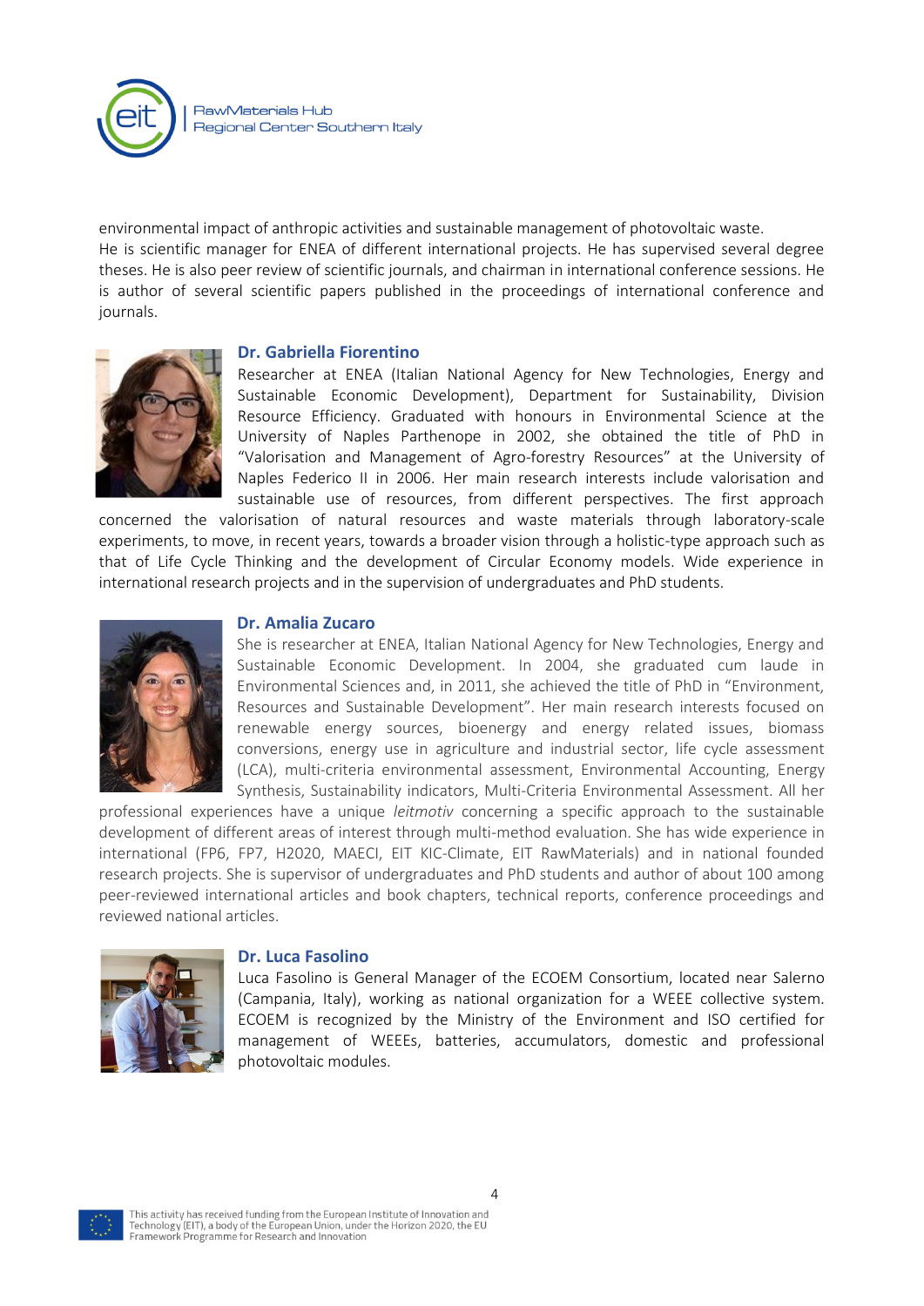environmental impact of anthropic activities and sustainable management of photovoltaic waste.
He is scientific manager for ENEA of different international projects. He has supervised several degree theses. He is also peer review of scientific journals, and chairman in international conference sessions. He is author of several scientific papers published in the proceedings of international conference and journals.

### Dr. Gabriella Fiorentino

Researcher at ENEA (Italian National Agency for New Technologies, Energy and Sustainable Economic Development), Department for Sustainability, Division Resource Efficiency. Graduated with honours in Environmental Science at the University of Naples Parthenope in 2002, she obtained the title of PhD in "Valorisation and Management of Agro-forestry Resources" at the University of Naples Federico II in 2006. Her main research interests include valorisation and sustainable use of resources, from different perspectives. The first approach concerned the valorisation of natural resources and waste materials through laboratory-scale experiments, to move, in recent years, towards a broader vision through a holistic-type approach such as that of Life Cycle Thinking and the development of Circular Economy models. Wide experience in international research projects and in the supervision of undergraduates and PhD students.

### Dr. Amalia Zucaro

She is researcher at ENEA, Italian National Agency for New Technologies, Energy and Sustainable Economic Development. In 2004, she graduated cum laude in Environmental Sciences and, in 2011, she achieved the title of PhD in "Environment, Resources and Sustainable Development". Her main research interests focused on renewable energy sources, bioenergy and energy related issues, biomass conversions, energy use in agriculture and industrial sector, life cycle assessment (LCA), multi-criteria environmental assessment, Environmental Accounting, Energy Synthesis, Sustainability indicators, Multi-Criteria Environmental Assessment. All her professional experiences have a unique *leitmotiv* concerning a specific approach to the sustainable development of different areas of interest through multi-method evaluation. She has wide experience in international (FP6, FP7, H2020, MAECI, EIT KIC-Climate, EIT RawMaterials) and in national founded research projects. She is supervisor of undergraduates and PhD students and author of about 100 among peer-reviewed international articles and book chapters, technical reports, conference proceedings and reviewed national articles.

### Dr. Luca Fasolino

Luca Fasolino is General Manager of the ECOEM Consortium, located near Salerno (Campania, Italy), working as national organization for a WEEE collective system. ECOEM is recognized by the Ministry of the Environment and ISO certified for management of WEEEs, batteries, accumulators, domestic and professional photovoltaic modules.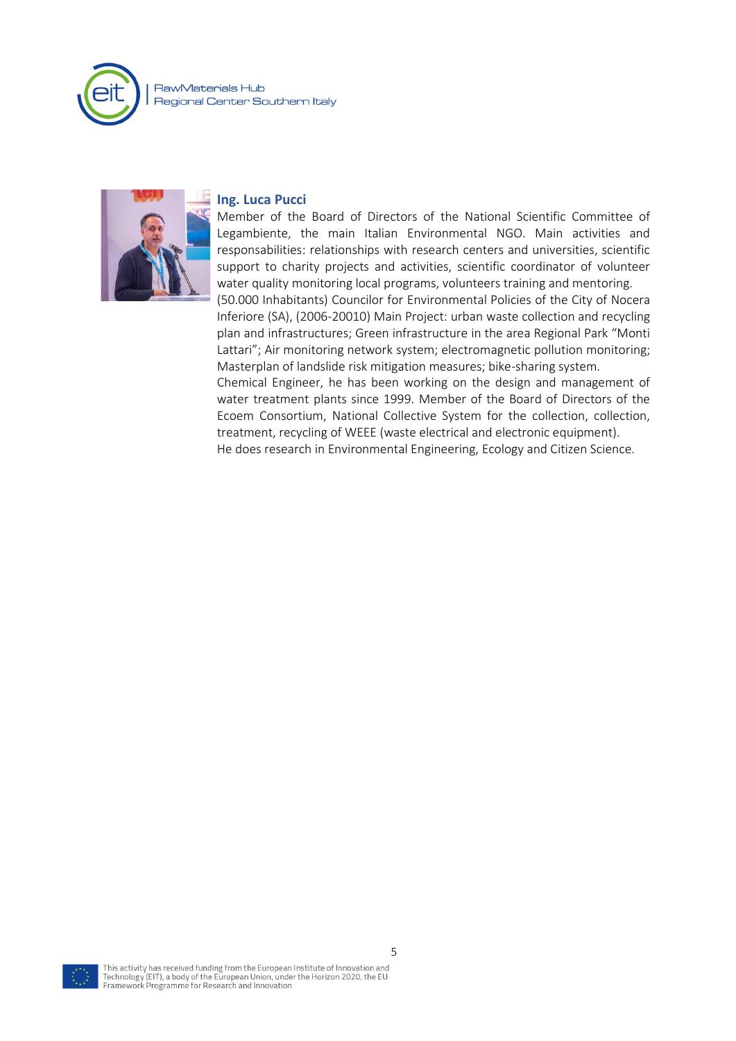**Ing. Luca Pucci**

Member of the Board of Directors of the National Scientific Committee of Legambiente, the main Italian Environmental NGO. Main activities and responsabilities: relationships with research centers and universities, scientific support to charity projects and activities, scientific coordinator of volunteer water quality monitoring local programs, volunteers training and mentoring.

(50.000 Inhabitants) Councilor for Environmental Policies of the City of Nocera Inferiore (SA), (2006-20010) Main Project: urban waste collection and recycling plan and infrastructures; Green infrastructure in the area Regional Park "Monti Lattari"; Air monitoring network system; electromagnetic pollution monitoring; Masterplan of landslide risk mitigation measures; bike-sharing system.

Chemical Engineer, he has been working on the design and management of water treatment plants since 1999. Member of the Board of Directors of the Ecoem Consortium, National Collective System for the collection, collection, treatment, recycling of WEEE (waste electrical and electronic equipment).

He does research in Environmental Engineering, Ecology and Citizen Science.